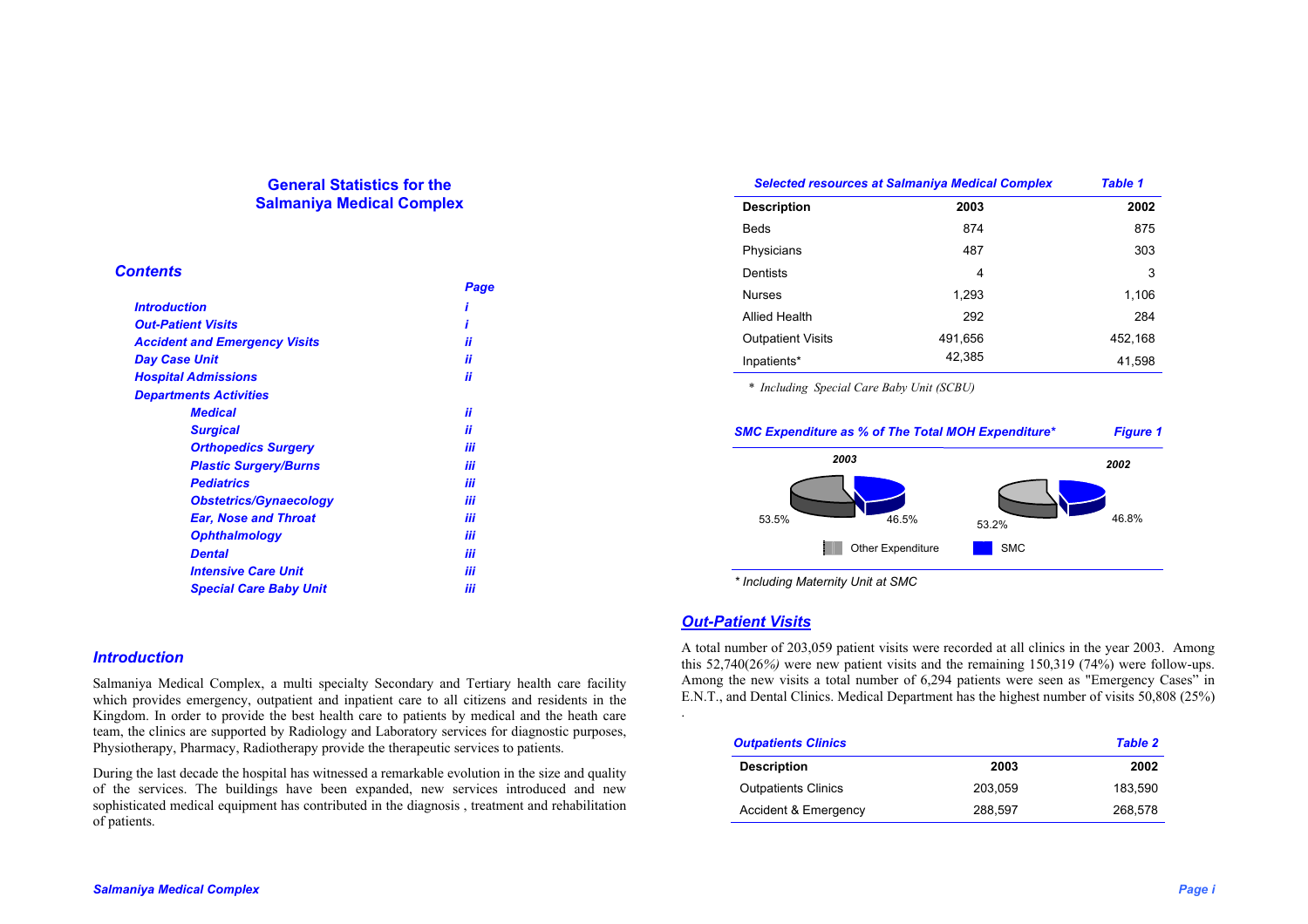// Source page: General Statistics for the Salmaniya Medical Complex (p. i)

# General Statistics for the Salmaniya Medical Complex

## Contents

| | Page |
|---|---|
| Introduction | i |
| Out-Patient Visits | i |
| Accident and Emergency Visits | ii |
| Day Case Unit | ii |
| Hospital Admissions | ii |
| Departments Activities | |
| Medical | ii |
| Surgical | ii |
| Orthopedics Surgery | iii |
| Plastic Surgery/Burns | iii |
| Pediatrics | iii |
| Obstetrics/Gynaecology | iii |
| Ear, Nose and Throat | iii |
| Ophthalmology | iii |
| Dental | iii |
| Intensive Care Unit | iii |
| Special Care Baby Unit | iii |

## Introduction

Salmaniya Medical Complex, a multi specialty Secondary and Tertiary health care facility which provides emergency, outpatient and inpatient care to all citizens and residents in the Kingdom. In order to provide the best health care to patients by medical and the heath care team, the clinics are supported by Radiology and Laboratory services for diagnostic purposes, Physiotherapy, Pharmacy, Radiotherapy provide the therapeutic services to patients.

During the last decade the hospital has witnessed a remarkable evolution in the size and quality of the services. The buildings have been expanded, new services introduced and new sophisticated medical equipment has contributed in the diagnosis , treatment and rehabilitation of patients.

**Selected resources at Salmaniya Medical Complex — Table 1**

| Description | 2003 | 2002 |
|---|---|---|
| Beds | 874 | 875 |
| Physicians | 487 | 303 |
| Dentists | 4 | 3 |
| Nurses | 1,293 | 1,106 |
| Allied Health | 292 | 284 |
| Outpatient Visits | 491,656 | 452,168 |
| Inpatients* | 42,385 | 41,598 |

\* *Including Special Care Baby Unit (SCBU)*

**SMC Expenditure as % of The Total MOH Expenditure\* — Figure 1**

| Year | Other Expenditure | SMC |
|---|---|---|
| 2003 | 53.5% | 46.5% |
| 2002 | 53.2% | 46.8% |

\* *Including Maternity Unit at SMC*

## Out-Patient Visits

A total number of 203,059 patient visits were recorded at all clinics in the year 2003. Among this 52,740(26%) were new patient visits and the remaining 150,319 (74%) were follow-ups. Among the new visits a total number of 6,294 patients were seen as "Emergency Cases" in E.N.T., and Dental Clinics. Medical Department has the highest number of visits 50,808 (25%) .

**Outpatients Clinics — Table 2**

| Description | 2003 | 2002 |
|---|---|---|
| Outpatients Clinics | 203,059 | 183,590 |
| Accident & Emergency | 288,597 | 268,578 |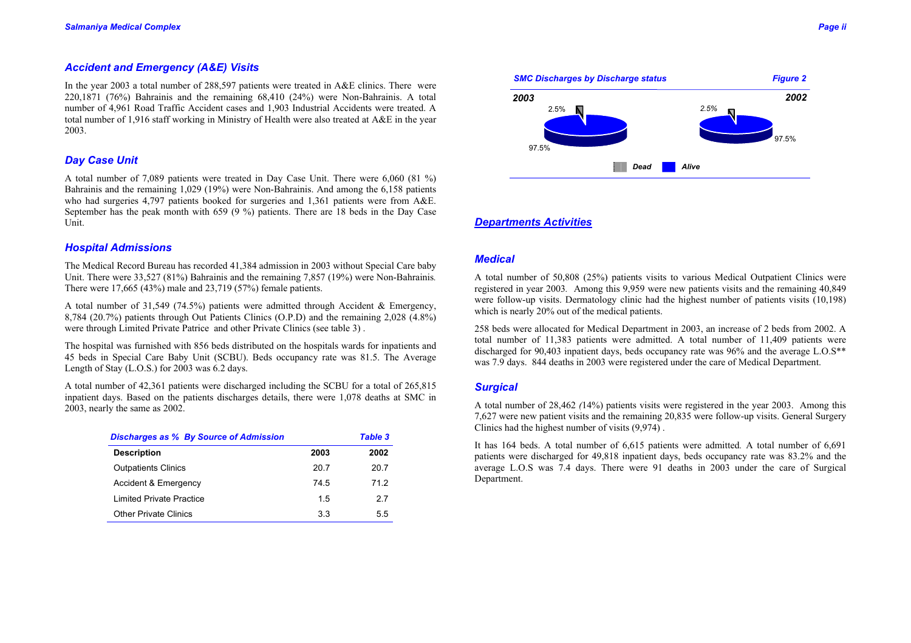## Accident and Emergency (A&E) Visits

In the year 2003 a total number of 288,597 patients were treated in A&E clinics. There were 220,1871 (76%) Bahrainis and the remaining 68,410 (24%) were Non-Bahrainis. A total number of 4,961 Road Traffic Accident cases and 1,903 Industrial Accidents were treated. A total number of 1,916 staff working in Ministry of Health were also treated at A&E in the year 2003.

## Day Case Unit

A total number of 7,089 patients were treated in Day Case Unit. There were 6,060 (81 %) Bahrainis and the remaining 1,029 (19%) were Non-Bahrainis. And among the 6,158 patients who had surgeries 4,797 patients booked for surgeries and 1,361 patients were from A&E. September has the peak month with 659 (9 %) patients. There are 18 beds in the Day Case Unit.

## Hospital Admissions

The Medical Record Bureau has recorded 41,384 admission in 2003 without Special Care baby Unit. There were 33,527 (81%) Bahrainis and the remaining 7,857 (19%) were Non-Bahrainis. There were 17,665 (43%) male and 23,719 (57%) female patients.

A total number of 31,549 (74.5%) patients were admitted through Accident & Emergency, 8,784 (20.7%) patients through Out Patients Clinics (O.P.D) and the remaining 2,028 (4.8%) were through Limited Private Patrice and other Private Clinics (see table 3) .

The hospital was furnished with 856 beds distributed on the hospitals wards for inpatients and 45 beds in Special Care Baby Unit (SCBU). Beds occupancy rate was 81.5. The Average Length of Stay (L.O.S.) for 2003 was 6.2 days.

A total number of 42,361 patients were discharged including the SCBU for a total of 265,815 inpatient days. Based on the patients discharges details, there were 1,078 deaths at SMC in 2003, nearly the same as 2002.

**Discharges as % By Source of Admission** — *Table 3*

| Description | 2003 | 2002 |
|---|---|---|
| Outpatients Clinics | 20.7 | 20.7 |
| Accident & Emergency | 74.5 | 71.2 |
| Limited Private Practice | 1.5 | 2.7 |
| Other Private Clinics | 3.3 | 5.5 |

**SMC Discharges by Discharge status** — *Figure 2*

| Status | 2003 | 2002 |
|---|---|---|
| Dead | 2.5% | 2.5% |
| Alive | 97.5% | 97.5% |

## Departments Activities

### Medical

A total number of 50,808 (25%) patients visits to various Medical Outpatient Clinics were registered in year 2003. Among this 9,959 were new patients visits and the remaining 40,849 were follow-up visits. Dermatology clinic had the highest number of patients visits (10,198) which is nearly 20% out of the medical patients.

258 beds were allocated for Medical Department in 2003, an increase of 2 beds from 2002. A total number of 11,383 patients were admitted. A total number of 11,409 patients were discharged for 90,403 inpatient days, beds occupancy rate was 96% and the average L.O.S** was 7.9 days. 844 deaths in 2003 were registered under the care of Medical Department.

### Surgical

A total number of 28,462 (14%) patients visits were registered in the year 2003. Among this 7,627 were new patient visits and the remaining 20,835 were follow-up visits. General Surgery Clinics had the highest number of visits (9,974) .

It has 164 beds. A total number of 6,615 patients were admitted. A total number of 6,691 patients were discharged for 49,818 inpatient days, beds occupancy rate was 83.2% and the average L.O.S was 7.4 days. There were 91 deaths in 2003 under the care of Surgical Department.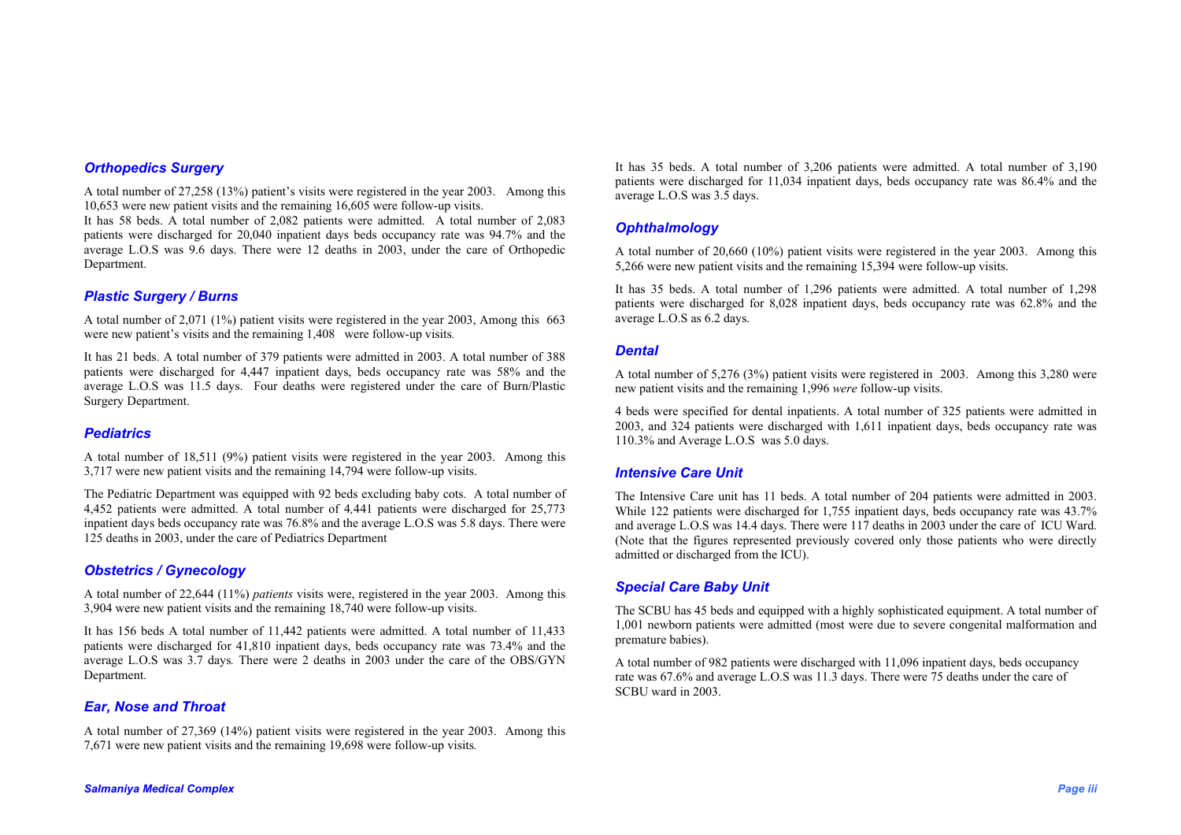### *Orthopedics Surgery*

A total number of 27,258 (13%) patient's visits were registered in the year 2003. Among this 10,653 were new patient visits and the remaining 16,605 were follow-up visits.
It has 58 beds. A total number of 2,082 patients were admitted. A total number of 2,083 patients were discharged for 20,040 inpatient days beds occupancy rate was 94.7% and the average L.O.S was 9.6 days. There were 12 deaths in 2003, under the care of Orthopedic Department.

### *Plastic Surgery / Burns*

A total number of 2,071 (1%) patient visits were registered in the year 2003, Among this 663 were new patient's visits and the remaining 1,408 were follow-up visits.

It has 21 beds. A total number of 379 patients were admitted in 2003. A total number of 388 patients were discharged for 4,447 inpatient days, beds occupancy rate was 58% and the average L.O.S was 11.5 days. Four deaths were registered under the care of Burn/Plastic Surgery Department.

### *Pediatrics*

A total number of 18,511 (9%) patient visits were registered in the year 2003. Among this 3,717 were new patient visits and the remaining 14,794 were follow-up visits.

The Pediatric Department was equipped with 92 beds excluding baby cots. A total number of 4,452 patients were admitted. A total number of 4,441 patients were discharged for 25,773 inpatient days beds occupancy rate was 76.8% and the average L.O.S was 5.8 days. There were 125 deaths in 2003, under the care of Pediatrics Department

### *Obstetrics / Gynecology*

A total number of 22,644 (11%) *patients* visits were, registered in the year 2003. Among this 3,904 were new patient visits and the remaining 18,740 were follow-up visits.

It has 156 beds A total number of 11,442 patients were admitted. A total number of 11,433 patients were discharged for 41,810 inpatient days, beds occupancy rate was 73.4% and the average L.O.S was 3.7 days. There were 2 deaths in 2003 under the care of the OBS/GYN Department.

### *Ear, Nose and Throat*

A total number of 27,369 (14%) patient visits were registered in the year 2003. Among this 7,671 were new patient visits and the remaining 19,698 were follow-up visits.

It has 35 beds. A total number of 3,206 patients were admitted. A total number of 3,190 patients were discharged for 11,034 inpatient days, beds occupancy rate was 86.4% and the average L.O.S was 3.5 days.

### *Ophthalmology*

A total number of 20,660 (10%) patient visits were registered in the year 2003. Among this 5,266 were new patient visits and the remaining 15,394 were follow-up visits.

It has 35 beds. A total number of 1,296 patients were admitted. A total number of 1,298 patients were discharged for 8,028 inpatient days, beds occupancy rate was 62.8% and the average L.O.S as 6.2 days.

### *Dental*

A total number of 5,276 (3%) patient visits were registered in 2003. Among this 3,280 were new patient visits and the remaining 1,996 *were* follow-up visits.

4 beds were specified for dental inpatients. A total number of 325 patients were admitted in 2003, and 324 patients were discharged with 1,611 inpatient days, beds occupancy rate was 110.3% and Average L.O.S was 5.0 days.

### *Intensive Care Unit*

The Intensive Care unit has 11 beds. A total number of 204 patients were admitted in 2003. While 122 patients were discharged for 1,755 inpatient days, beds occupancy rate was 43.7% and average L.O.S was 14.4 days. There were 117 deaths in 2003 under the care of ICU Ward. (Note that the figures represented previously covered only those patients who were directly admitted or discharged from the ICU).

### *Special Care Baby Unit*

The SCBU has 45 beds and equipped with a highly sophisticated equipment. A total number of 1,001 newborn patients were admitted (most were due to severe congenital malformation and premature babies).

A total number of 982 patients were discharged with 11,096 inpatient days, beds occupancy rate was 67.6% and average L.O.S was 11.3 days. There were 75 deaths under the care of SCBU ward in 2003.